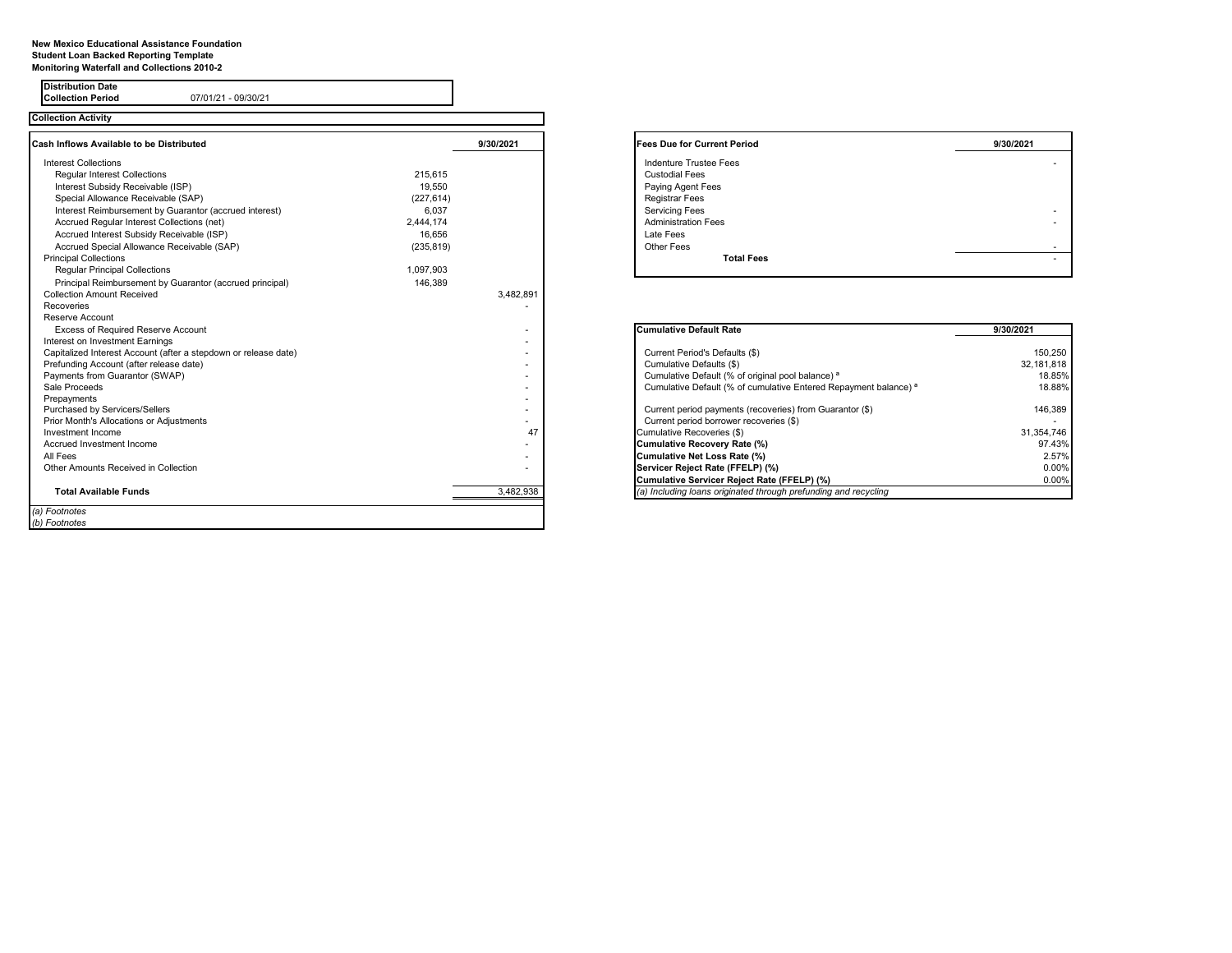**New Mexico Educational Assistance Foundation**
**Student Loan Backed Reporting Template**
**Monitoring Waterfall and Collections 2010-2**

| **Distribution Date** | |
|---|---|
| **Collection Period** | 07/01/21 - 09/30/21 |

**Collection Activity**

| **Cash Inflows Available to be Distributed** | | **9/30/2021** |
|---|---|---|
| Interest Collections | | |
| Regular Interest Collections | 215,615 | |
| Interest Subsidy Receivable (ISP) | 19,550 | |
| Special Allowance Receivable (SAP) | (227,614) | |
| Interest Reimbursement by Guarantor (accrued interest) | 6,037 | |
| Accrued Regular Interest Collections (net) | 2,444,174 | |
| Accrued Interest Subsidy Receivable (ISP) | 16,656 | |
| Accrued Special Allowance Receivable (SAP) | (235,819) | |
| Principal Collections | | |
| Regular Principal Collections | 1,097,903 | |
| Principal Reimbursement by Guarantor (accrued principal) | 146,389 | |
| Collection Amount Received | | 3,482,891 |
| Recoveries | | - |
| Reserve Account | | |
| Excess of Required Reserve Account | | - |
| Interest on Investment Earnings | | - |
| Capitalized Interest Account (after a stepdown or release date) | | - |
| Prefunding Account (after release date) | | - |
| Payments from Guarantor (SWAP) | | - |
| Sale Proceeds | | - |
| Prepayments | | - |
| Purchased by Servicers/Sellers | | - |
| Prior Month's Allocations or Adjustments | | - |
| Investment Income | | 47 |
| Accrued Investment Income | | - |
| All Fees | | - |
| Other Amounts Received in Collection | | - |
| **Total Available Funds** | | 3,482,938 |

*(a) Footnotes*
*(b) Footnotes*

| **Fees Due for Current Period** | **9/30/2021** |
|---|---|
| Indenture Trustee Fees | - |
| Custodial Fees | |
| Paying Agent Fees | |
| Registrar Fees | |
| Servicing Fees | - |
| Administration Fees | - |
| Late Fees | |
| Other Fees | - |
| **Total Fees** | - |

| **Cumulative Default Rate** | **9/30/2021** |
|---|---|
| Current Period's Defaults ($) | 150,250 |
| Cumulative Defaults ($) | 32,181,818 |
| Cumulative Default (% of original pool balance) [a] | 18.85% |
| Cumulative Default (% of cumulative Entered Repayment balance) [a] | 18.88% |
| Current period payments (recoveries) from Guarantor ($) | 146,389 |
| Current period borrower recoveries ($) | - |
| Cumulative Recoveries ($) | 31,354,746 |
| **Cumulative Recovery Rate (%)** | 97.43% |
| **Cumulative Net Loss Rate (%)** | 2.57% |
| **Servicer Reject Rate (FFELP) (%)** | 0.00% |
| **Cumulative Servicer Reject Rate (FFELP) (%)** | 0.00% |

*(a) Including loans originated through prefunding and recycling*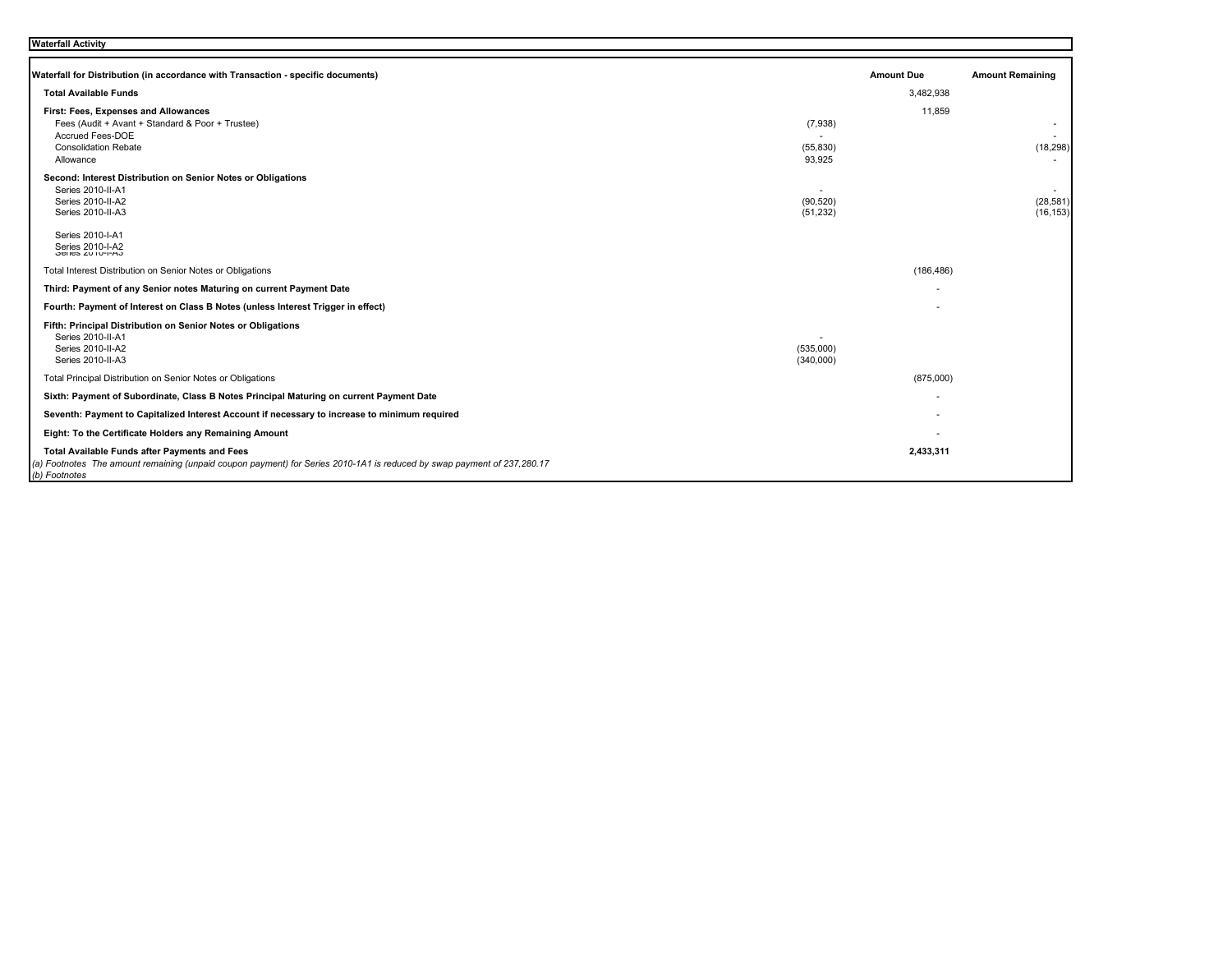**Waterfall Activity**

| Waterfall for Distribution (in accordance with Transaction - specific documents) | | Amount Due | Amount Remaining |
|---|---|---|---|
| **Total Available Funds** | | 3,482,938 | |
| **First: Fees, Expenses and Allowances** | | 11,859 | |
| Fees (Audit + Avant + Standard & Poor + Trustee) | (7,938) | | - |
| Accrued Fees-DOE | - | | - |
| Consolidation Rebate | (55,830) | | (18,298) |
| Allowance | 93,925 | | - |
| **Second: Interest Distribution on Senior Notes or Obligations** | | | |
| Series 2010-II-A1 | - | | - |
| Series 2010-II-A2 | (90,520) | | (28,581) |
| Series 2010-II-A3 | (51,232) | | (16,153) |
| Series 2010-I-A1 | | | |
| Series 2010-I-A2 | | | |
| Series 2010-I-A3 | | | |
| Total Interest Distribution on Senior Notes or Obligations | | (186,486) | |
| **Third: Payment of any Senior notes Maturing on current Payment Date** | | - | |
| **Fourth: Payment of Interest on Class B Notes (unless Interest Trigger in effect)** | | - | |
| **Fifth: Principal Distribution on Senior Notes or Obligations** | | | |
| Series 2010-II-A1 | - | | |
| Series 2010-II-A2 | (535,000) | | |
| Series 2010-II-A3 | (340,000) | | |
| Total Principal Distribution on Senior Notes or Obligations | | (875,000) | |
| **Sixth: Payment of Subordinate, Class B Notes Principal Maturing on current Payment Date** | | - | |
| **Seventh: Payment to Capitalized Interest Account if necessary to increase to minimum required** | | - | |
| **Eight: To the Certificate Holders any Remaining Amount** | | - | |
| **Total Available Funds after Payments and Fees** | | **2,433,311** | |

*(a) Footnotes The amount remaining (unpaid coupon payment) for Series 2010-1A1 is reduced by swap payment of 237,280.17*

*(b) Footnotes*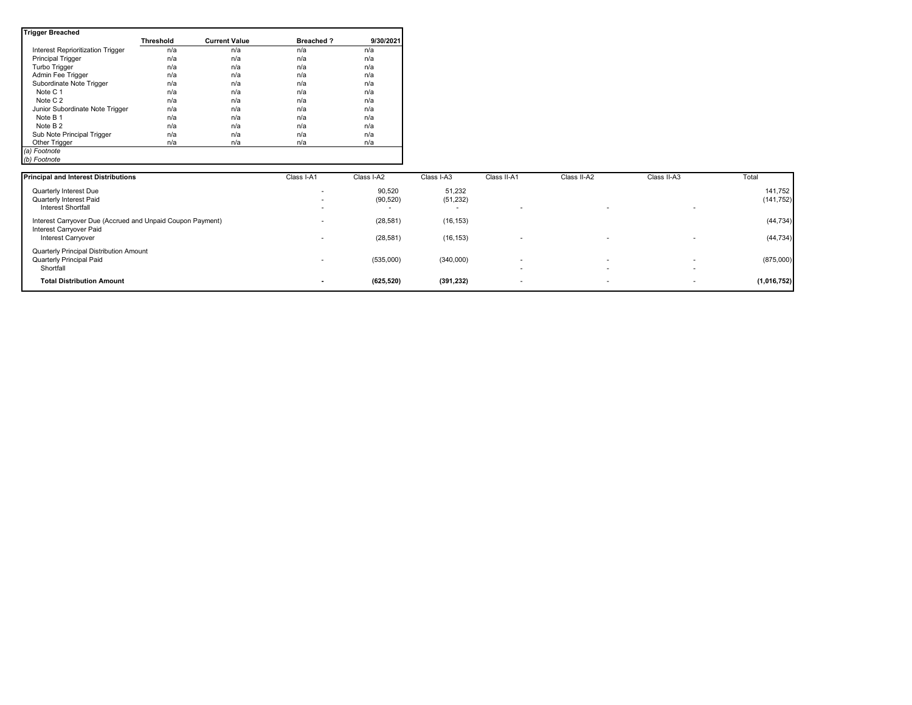| Trigger Breached | Threshold | Current Value | Breached ? | 9/30/2021 |
|---|---|---|---|---|
| Interest Reprioritization Trigger | n/a | n/a | n/a | n/a |
| Principal Trigger | n/a | n/a | n/a | n/a |
| Turbo Trigger | n/a | n/a | n/a | n/a |
| Admin Fee Trigger | n/a | n/a | n/a | n/a |
| Subordinate Note Trigger | n/a | n/a | n/a | n/a |
| Note C 1 | n/a | n/a | n/a | n/a |
| Note C 2 | n/a | n/a | n/a | n/a |
| Junior Subordinate Note Trigger | n/a | n/a | n/a | n/a |
| Note B 1 | n/a | n/a | n/a | n/a |
| Note B 2 | n/a | n/a | n/a | n/a |
| Sub Note Principal Trigger | n/a | n/a | n/a | n/a |
| Other Trigger | n/a | n/a | n/a | n/a |

*(a) Footnote*
*(b) Footnote*

| Principal and Interest Distributions | Class I-A1 | Class I-A2 | Class I-A3 | Class II-A1 | Class II-A2 | Class II-A3 | Total |
|---|---|---|---|---|---|---|---|
| Quarterly Interest Due | - | 90,520 | 51,232 | | | | 141,752 |
| Quarterly Interest Paid | - | (90,520) | (51,232) | | | | (141,752) |
| Interest Shortfall | - | - | - | - | - | - | |
| Interest Carryover Due (Accrued and Unpaid Coupon Payment) | - | (28,581) | (16,153) | | | | (44,734) |
| Interest Carryover Paid | | | | | | | |
| Interest Carryover | - | (28,581) | (16,153) | - | - | - | (44,734) |
| Quarterly Principal Distribution Amount | | | | | | | |
| Quarterly Principal Paid | - | (535,000) | (340,000) | - | - | - | (875,000) |
| Shortfall | | | | - | - | - | |
| **Total Distribution Amount** | **-** | **(625,520)** | **(391,232)** | - | - | - | **(1,016,752)** |